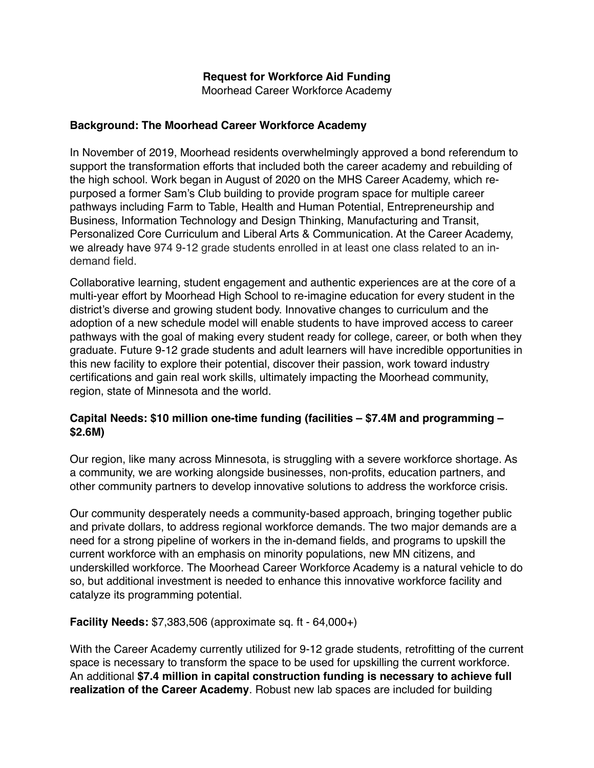**Request for Workforce Aid Funding**

Moorhead Career Workforce Academy

## Background: The Moorhead Career Workforce Academy

In November of 2019, Moorhead residents overwhelmingly approved a bond referendum to support the transformation efforts that included both the career academy and rebuilding of the high school. Work began in August of 2020 on the MHS Career Academy, which re-purposed a former Sam's Club building to provide program space for multiple career pathways including Farm to Table, Health and Human Potential, Entrepreneurship and Business, Information Technology and Design Thinking, Manufacturing and Transit, Personalized Core Curriculum and Liberal Arts & Communication. At the Career Academy, we already have 974 9-12 grade students enrolled in at least one class related to an in-demand field.

Collaborative learning, student engagement and authentic experiences are at the core of a multi-year effort by Moorhead High School to re-imagine education for every student in the district's diverse and growing student body. Innovative changes to curriculum and the adoption of a new schedule model will enable students to have improved access to career pathways with the goal of making every student ready for college, career, or both when they graduate. Future 9-12 grade students and adult learners will have incredible opportunities in this new facility to explore their potential, discover their passion, work toward industry certifications and gain real work skills, ultimately impacting the Moorhead community, region, state of Minnesota and the world.

## Capital Needs: $10 million one-time funding (facilities – $7.4M and programming – $2.6M)

Our region, like many across Minnesota, is struggling with a severe workforce shortage. As a community, we are working alongside businesses, non-profits, education partners, and other community partners to develop innovative solutions to address the workforce crisis.

Our community desperately needs a community-based approach, bringing together public and private dollars, to address regional workforce demands. The two major demands are a need for a strong pipeline of workers in the in-demand fields, and programs to upskill the current workforce with an emphasis on minority populations, new MN citizens, and underskilled workforce. The Moorhead Career Workforce Academy is a natural vehicle to do so, but additional investment is needed to enhance this innovative workforce facility and catalyze its programming potential.

**Facility Needs:** $7,383,506 (approximate sq. ft - 64,000+)

With the Career Academy currently utilized for 9-12 grade students, retrofitting of the current space is necessary to transform the space to be used for upskilling the current workforce. An additional **$7.4 million in capital construction funding is necessary to achieve full realization of the Career Academy**. Robust new lab spaces are included for building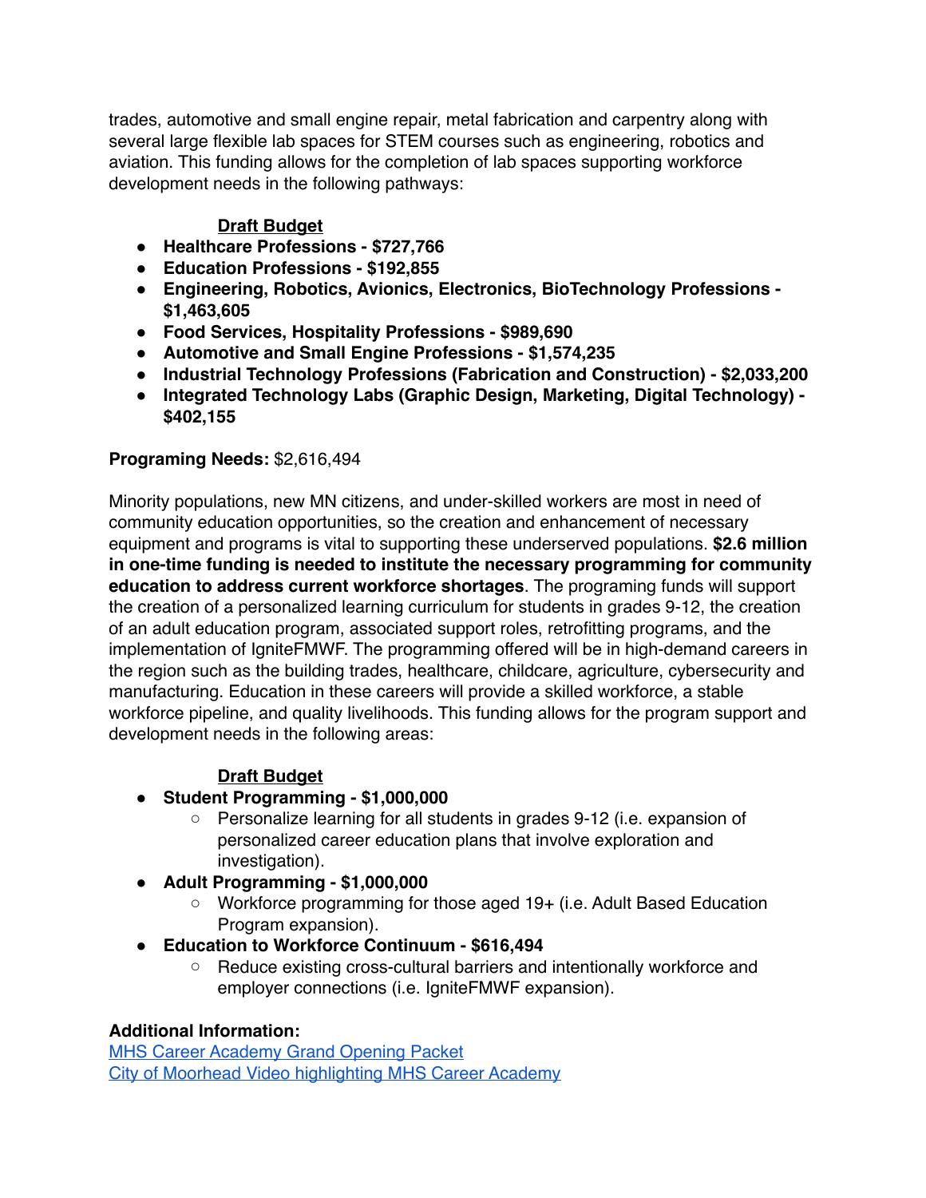trades, automotive and small engine repair, metal fabrication and carpentry along with several large flexible lab spaces for STEM courses such as engineering, robotics and aviation. This funding allows for the completion of lab spaces supporting workforce development needs in the following pathways:

<u>**Draft Budget**</u>

- **Healthcare Professions - $727,766**
- **Education Professions - $192,855**
- **Engineering, Robotics, Avionics, Electronics, BioTechnology Professions - $1,463,605**
- **Food Services, Hospitality Professions - $989,690**
- **Automotive and Small Engine Professions - $1,574,235**
- **Industrial Technology Professions (Fabrication and Construction) - $2,033,200**
- **Integrated Technology Labs (Graphic Design, Marketing, Digital Technology) - $402,155**

**Programing Needs:** $2,616,494

Minority populations, new MN citizens, and under-skilled workers are most in need of community education opportunities, so the creation and enhancement of necessary equipment and programs is vital to supporting these underserved populations. **$2.6 million in one-time funding is needed to institute the necessary programming for community education to address current workforce shortages**. The programing funds will support the creation of a personalized learning curriculum for students in grades 9-12, the creation of an adult education program, associated support roles, retrofitting programs, and the implementation of IgniteFMWF. The programming offered will be in high-demand careers in the region such as the building trades, healthcare, childcare, agriculture, cybersecurity and manufacturing. Education in these careers will provide a skilled workforce, a stable workforce pipeline, and quality livelihoods. This funding allows for the program support and development needs in the following areas:

<u>**Draft Budget**</u>

- **Student Programming - $1,000,000**
  - Personalize learning for all students in grades 9-12 (i.e. expansion of personalized career education plans that involve exploration and investigation).
- **Adult Programming - $1,000,000**
  - Workforce programming for those aged 19+ (i.e. Adult Based Education Program expansion).
- **Education to Workforce Continuum - $616,494**
  - Reduce existing cross-cultural barriers and intentionally workforce and employer connections (i.e. IgniteFMWF expansion).

**Additional Information:**

[MHS Career Academy Grand Opening Packet]()

[City of Moorhead Video highlighting MHS Career Academy]()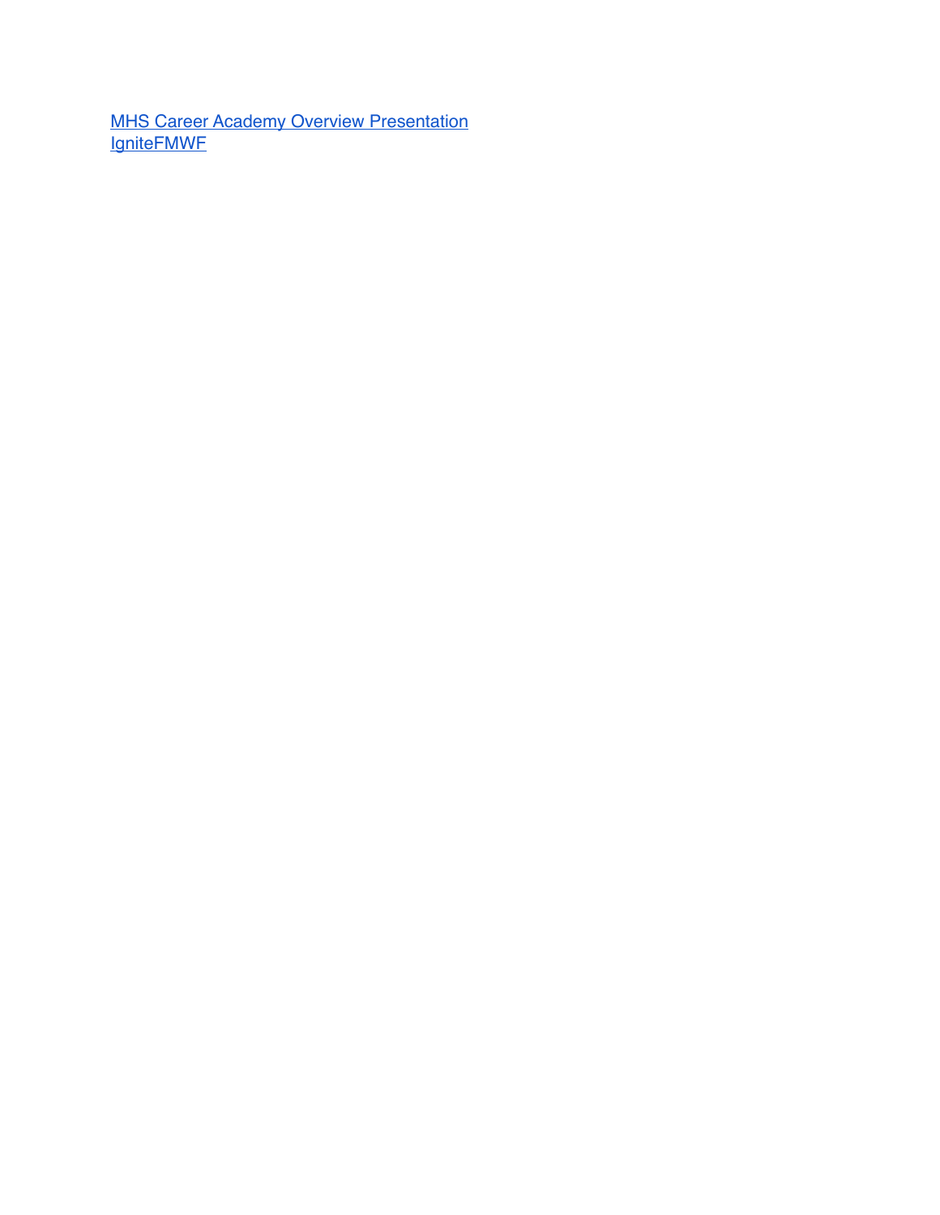MHS Career Academy Overview Presentation
IgniteFMWF